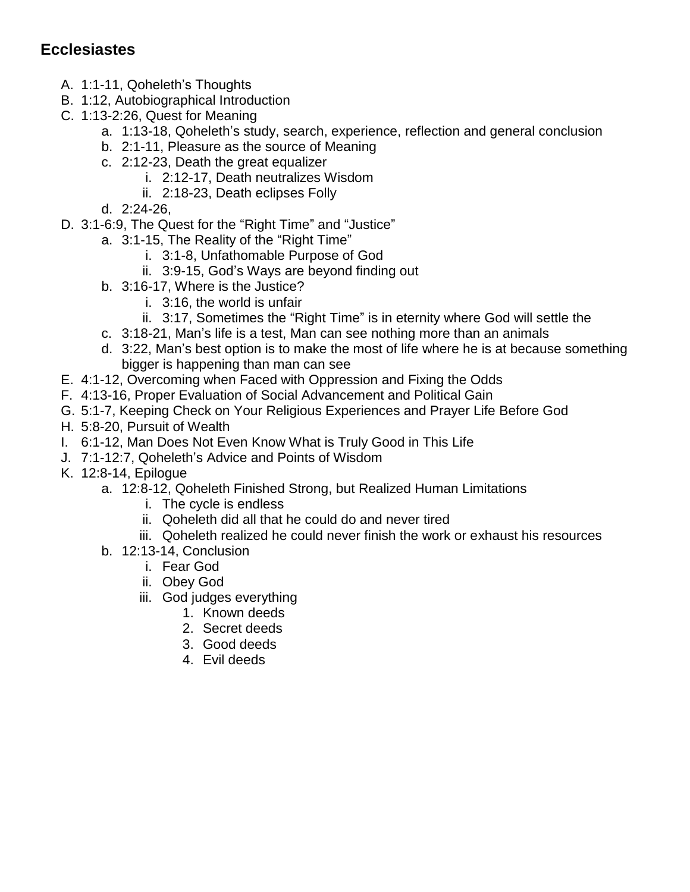## Ecclesiastes

A. 1:1-11, Qoheleth's Thoughts
B. 1:12, Autobiographical Introduction
C. 1:13-2:26, Quest for Meaning
    a. 1:13-18, Qoheleth's study, search, experience, reflection and general conclusion
    b. 2:1-11, Pleasure as the source of Meaning
    c. 2:12-23, Death the great equalizer
        i. 2:12-17, Death neutralizes Wisdom
        ii. 2:18-23, Death eclipses Folly
    d. 2:24-26,
D. 3:1-6:9, The Quest for the "Right Time" and "Justice"
    a. 3:1-15, The Reality of the "Right Time"
        i. 3:1-8, Unfathomable Purpose of God
        ii. 3:9-15, God's Ways are beyond finding out
    b. 3:16-17, Where is the Justice?
        i. 3:16, the world is unfair
        ii. 3:17, Sometimes the "Right Time" is in eternity where God will settle the
    c. 3:18-21, Man's life is a test, Man can see nothing more than an animals
    d. 3:22, Man's best option is to make the most of life where he is at because something bigger is happening than man can see
E. 4:1-12, Overcoming when Faced with Oppression and Fixing the Odds
F. 4:13-16, Proper Evaluation of Social Advancement and Political Gain
G. 5:1-7, Keeping Check on Your Religious Experiences and Prayer Life Before God
H. 5:8-20, Pursuit of Wealth
I. 6:1-12, Man Does Not Even Know What is Truly Good in This Life
J. 7:1-12:7, Qoheleth's Advice and Points of Wisdom
K. 12:8-14, Epilogue
    a. 12:8-12, Qoheleth Finished Strong, but Realized Human Limitations
        i. The cycle is endless
        ii. Qoheleth did all that he could do and never tired
        iii. Qoheleth realized he could never finish the work or exhaust his resources
    b. 12:13-14, Conclusion
        i. Fear God
        ii. Obey God
        iii. God judges everything
            1. Known deeds
            2. Secret deeds
            3. Good deeds
            4. Evil deeds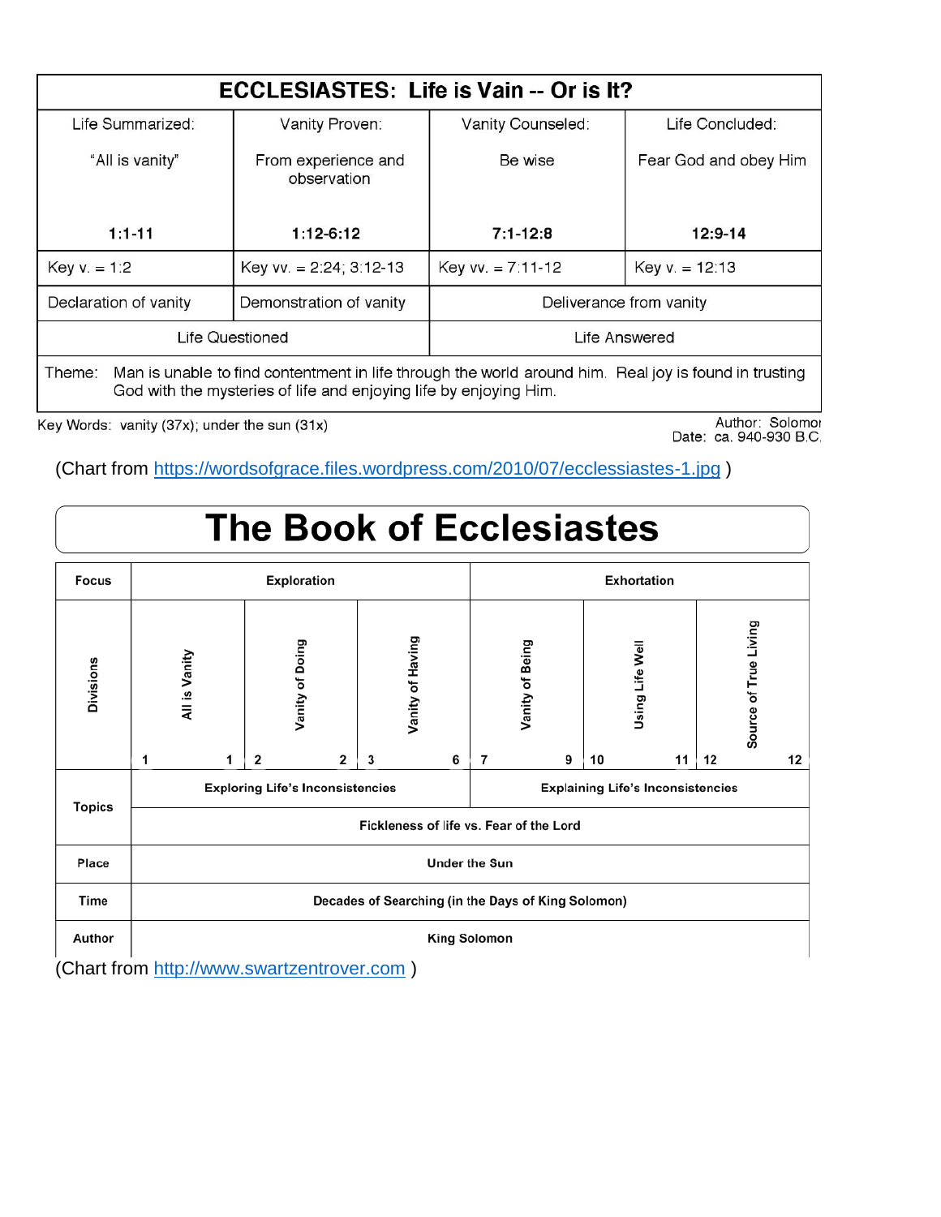| ECCLESIASTES: Life is Vain -- Or is It? | | | |
|---|---|---|---|
| Life Summarized: "All is vanity" 1:1-11 | Vanity Proven: From experience and observation 1:12-6:12 | Vanity Counseled: Be wise 7:1-12:8 | Life Concluded: Fear God and obey Him 12:9-14 |
| Key v. = 1:2 | Key vv. = 2:24; 3:12-13 | Key vv. = 7:11-12 | Key v. = 12:13 |
| Declaration of vanity | Demonstration of vanity | Deliverance from vanity | |
| Life Questioned | | Life Answered | |
| Theme: Man is unable to find contentment in life through the world around him. Real joy is found in trusting God with the mysteries of life and enjoying life by enjoying Him. | | | |

Key Words: vanity (37x); under the sun (31x)

Author: Solomon
Date: ca. 940-930 B.C.

(Chart from https://wordsofgrace.files.wordpress.com/2010/07/ecclesiastes-1.jpg )

# The Book of Ecclesiastes

| Focus | Exploration | | | Exhortation | | |
|---|---|---|---|---|---|---|
| Divisions | All is Vanity (1–1) | Vanity of Doing (2–2) | Vanity of Having (3–6) | Vanity of Being (7–9) | Using Life Well (10–11) | Source of True Living (12–12) |
| Topics | Exploring Life's Inconsistencies | | | Explaining Life's Inconsistencies | | |
| | Fickleness of life vs. Fear of the Lord | | | | | |
| Place | Under the Sun | | | | | |
| Time | Decades of Searching (in the Days of King Solomon) | | | | | |
| Author | King Solomon | | | | | |

(Chart from http://www.swartzentrover.com )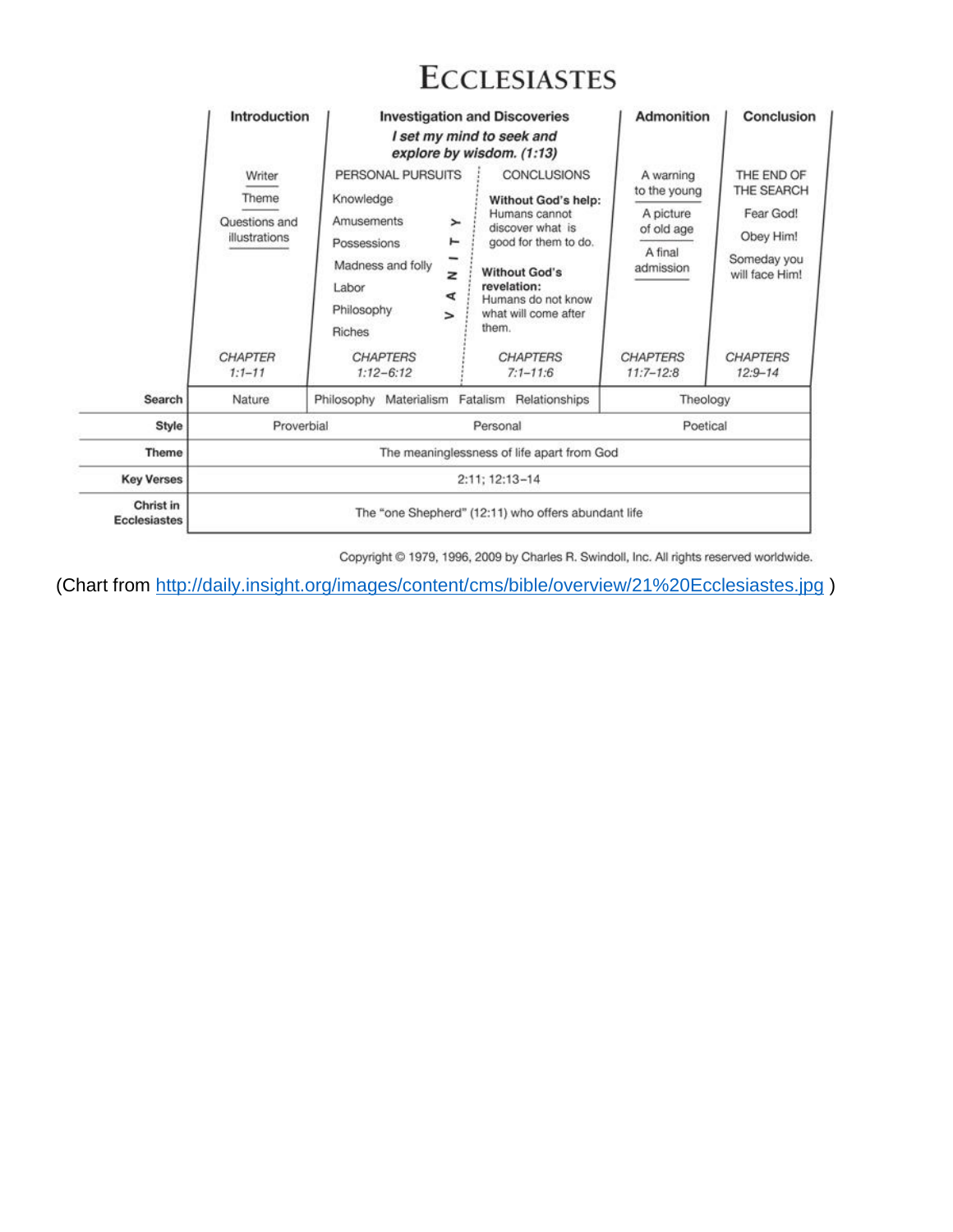# ECCLESIASTES

| | Introduction | Investigation and Discoveries *I set my mind to seek and explore by wisdom. (1:13)* | | Admonition | Conclusion |
|---|---|---|---|---|---|
| | | PERSONAL PURSUITS | CONCLUSIONS | | |
| | Writer<br>Theme<br>Questions and illustrations | Knowledge<br>Amusements<br>Possessions<br>Madness and folly<br>Labor<br>Philosophy<br>Riches<br>VANITY | **Without God's help:** Humans cannot discover what is good for them to do.<br>**Without God's revelation:** Humans do not know what will come after them. | A warning to the young<br>A picture of old age<br>A final admission | THE END OF THE SEARCH<br>Fear God!<br>Obey Him!<br>Someday you will face Him! |
| | *CHAPTER 1:1–11* | *CHAPTERS 1:12–6:12* | *CHAPTERS 7:1–11:6* | *CHAPTERS 11:7–12:8* | *CHAPTERS 12:9–14* |
| **Search** | Nature | Philosophy Materialism | Fatalism Relationships | Theology | |
| **Style** | Proverbial | Personal | | Poetical | |
| **Theme** | The meaninglessness of life apart from God | | | | |
| **Key Verses** | 2:11; 12:13–14 | | | | |
| **Christ in Ecclesiastes** | The "one Shepherd" (12:11) who offers abundant life | | | | |

Copyright © 1979, 1996, 2009 by Charles R. Swindoll, Inc. All rights reserved worldwide.

(Chart from http://daily.insight.org/images/content/cms/bible/overview/21%20Ecclesiastes.jpg )